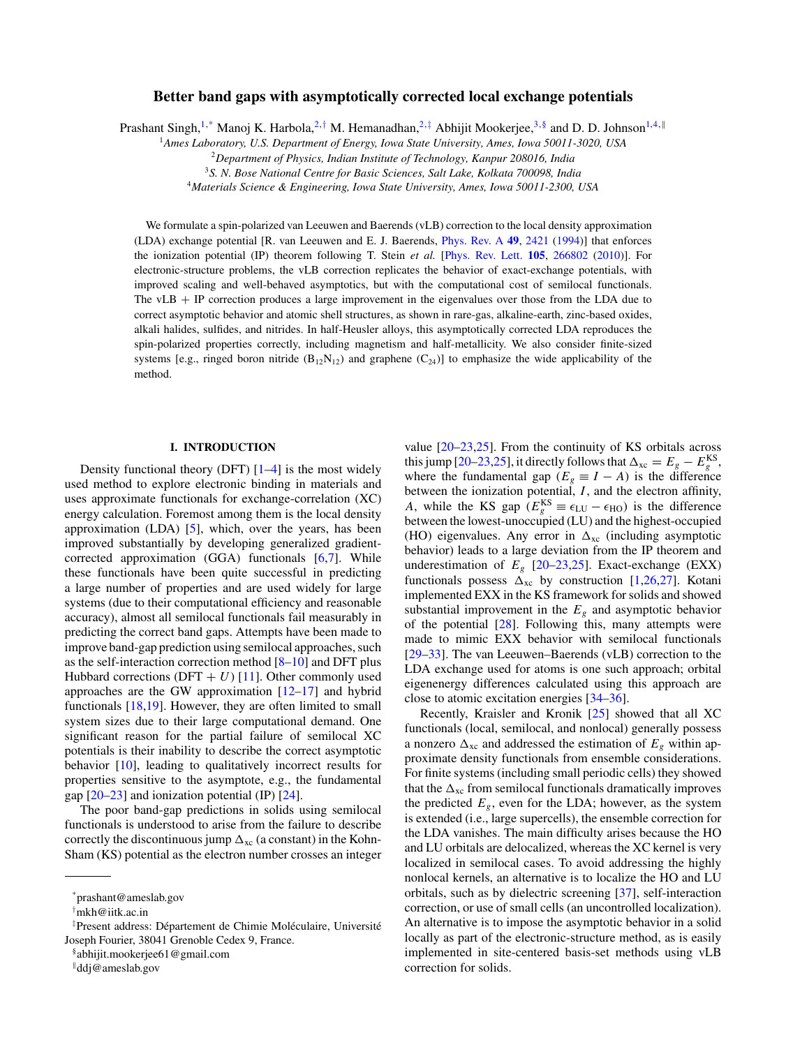# Better band gaps with asymptotically corrected local exchange potentials

Prashant Singh,[1,*] Manoj K. Harbola,[2,†] M. Hemanadhan,[2,‡] Abhijit Mookerjee,[3,§] and D. D. Johnson[1,4,∥]

[1]*Ames Laboratory, U.S. Department of Energy, Iowa State University, Ames, Iowa 50011-3020, USA*
[2]*Department of Physics, Indian Institute of Technology, Kanpur 208016, India*
[3]*S. N. Bose National Centre for Basic Sciences, Salt Lake, Kolkata 700098, India*
[4]*Materials Science & Engineering, Iowa State University, Ames, Iowa 50011-2300, USA*

We formulate a spin-polarized van Leeuwen and Baerends (vLB) correction to the local density approximation (LDA) exchange potential [R. van Leeuwen and E. J. Baerends, Phys. Rev. A **49**, 2421 (1994)] that enforces the ionization potential (IP) theorem following T. Stein *et al.* [Phys. Rev. Lett. **105**, 266802 (2010)]. For electronic-structure problems, the vLB correction replicates the behavior of exact-exchange potentials, with improved scaling and well-behaved asymptotics, but with the computational cost of semilocal functionals. The vLB + IP correction produces a large improvement in the eigenvalues over those from the LDA due to correct asymptotic behavior and atomic shell structures, as shown in rare-gas, alkaline-earth, zinc-based oxides, alkali halides, sulfides, and nitrides. In half-Heusler alloys, this asymptotically corrected LDA reproduces the spin-polarized properties correctly, including magnetism and half-metallicity. We also consider finite-sized systems [e.g., ringed boron nitride ($B_{12}N_{12}$) and graphene ($C_{24}$)] to emphasize the wide applicability of the method.

## I. INTRODUCTION

Density functional theory (DFT) [1–4] is the most widely used method to explore electronic binding in materials and uses approximate functionals for exchange-correlation (XC) energy calculation. Foremost among them is the local density approximation (LDA) [5], which, over the years, has been improved substantially by developing generalized gradient-corrected approximation (GGA) functionals [6,7]. While these functionals have been quite successful in predicting a large number of properties and are used widely for large systems (due to their computational efficiency and reasonable accuracy), almost all semilocal functionals fail measurably in predicting the correct band gaps. Attempts have been made to improve band-gap prediction using semilocal approaches, such as the self-interaction correction method [8–10] and DFT plus Hubbard corrections (DFT + $U$) [11]. Other commonly used approaches are the GW approximation [12–17] and hybrid functionals [18,19]. However, they are often limited to small system sizes due to their large computational demand. One significant reason for the partial failure of semilocal XC potentials is their inability to describe the correct asymptotic behavior [10], leading to qualitatively incorrect results for properties sensitive to the asymptote, e.g., the fundamental gap [20–23] and ionization potential (IP) [24].

The poor band-gap predictions in solids using semilocal functionals is understood to arise from the failure to describe correctly the discontinuous jump $\Delta_{\rm xc}$ (a constant) in the Kohn-Sham (KS) potential as the electron number crosses an integer value [20–23,25]. From the continuity of KS orbitals across this jump [20–23,25], it directly follows that $\Delta_{\rm xc} = E_g - E_g^{\rm KS}$, where the fundamental gap ($E_g \equiv I - A$) is the difference between the ionization potential, $I$, and the electron affinity, $A$, while the KS gap ($E_g^{\rm KS} \equiv \epsilon_{\rm LU} - \epsilon_{\rm HO}$) is the difference between the lowest-unoccupied (LU) and the highest-occupied (HO) eigenvalues. Any error in $\Delta_{\rm xc}$ (including asymptotic behavior) leads to a large deviation from the IP theorem and underestimation of $E_g$ [20–23,25]. Exact-exchange (EXX) functionals possess $\Delta_{\rm xc}$ by construction [1,26,27]. Kotani implemented EXX in the KS framework for solids and showed substantial improvement in the $E_g$ and asymptotic behavior of the potential [28]. Following this, many attempts were made to mimic EXX behavior with semilocal functionals [29–33]. The van Leeuwen–Baerends (vLB) correction to the LDA exchange used for atoms is one such approach; orbital eigenenergy differences calculated using this approach are close to atomic excitation energies [34–36].

Recently, Kraisler and Kronik [25] showed that all XC functionals (local, semilocal, and nonlocal) generally possess a nonzero $\Delta_{\rm xc}$ and addressed the estimation of $E_g$ within approximate density functionals from ensemble considerations. For finite systems (including small periodic cells) they showed that the $\Delta_{\rm xc}$ from semilocal functionals dramatically improves the predicted $E_g$, even for the LDA; however, as the system is extended (i.e., large supercells), the ensemble correction for the LDA vanishes. The main difficulty arises because the HO and LU orbitals are delocalized, whereas the XC kernel is very localized in semilocal cases. To avoid addressing the highly nonlocal kernels, an alternative is to localize the HO and LU orbitals, such as by dielectric screening [37], self-interaction correction, or use of small cells (an uncontrolled localization). An alternative is to impose the asymptotic behavior in a solid locally as part of the electronic-structure method, as is easily implemented in site-centered basis-set methods using vLB correction for solids.

---

*prashant@ameslab.gov
†mkh@iitk.ac.in
‡Present address: Département de Chimie Moléculaire, Université Joseph Fourier, 38041 Grenoble Cedex 9, France.
§abhijit.mookerjee61@gmail.com
∥ddj@ameslab.gov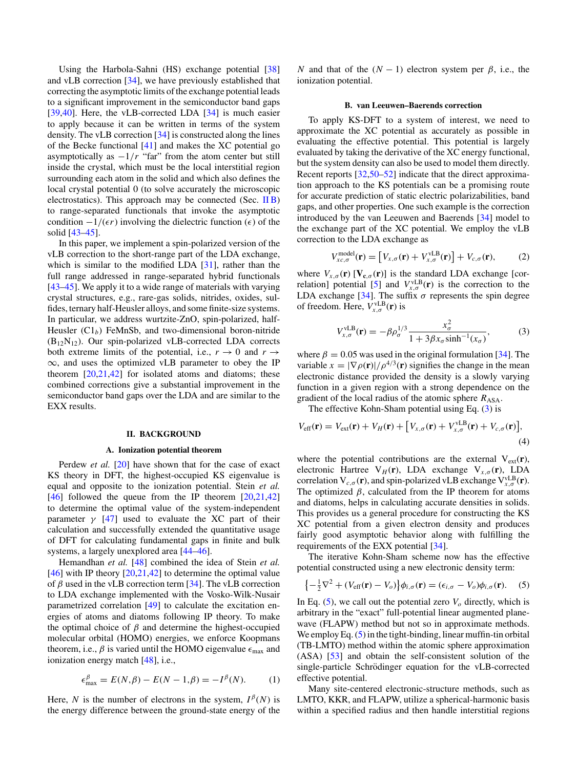Using the Harbola-Sahni (HS) exchange potential [38] and vLB correction [34], we have previously established that correcting the asymptotic limits of the exchange potential leads to a significant improvement in the semiconductor band gaps [39,40]. Here, the vLB-corrected LDA [34] is much easier to apply because it can be written in terms of the system density. The vLB correction [34] is constructed along the lines of the Becke functional [41] and makes the XC potential go asymptotically as $-1/r$ "far" from the atom center but still inside the crystal, which must be the local interstitial region surrounding each atom in the solid and which also defines the local crystal potential 0 (to solve accurately the microscopic electrostatics). This approach may be connected (Sec. II B) to range-separated functionals that invoke the asymptotic condition $-1/(\epsilon r)$ involving the dielectric function ($\epsilon$) of the solid [43–45].

In this paper, we implement a spin-polarized version of the vLB correction to the short-range part of the LDA exchange, which is similar to the modified LDA [31], rather than the full range addressed in range-separated hybrid functionals [43–45]. We apply it to a wide range of materials with varying crystal structures, e.g., rare-gas solids, nitrides, oxides, sulfides, ternary half-Heusler alloys, and some finite-size systems. In particular, we address wurtzite-ZnO, spin-polarized, half-Heusler ($C1_b$) FeMnSb, and two-dimensional boron-nitride ($B_{12}N_{12}$). Our spin-polarized vLB-corrected LDA corrects both extreme limits of the potential, i.e., $r \to 0$ and $r \to \infty$, and uses the optimized vLB parameter to obey the IP theorem [20,21,42] for isolated atoms and diatoms; these combined corrections give a substantial improvement in the semiconductor band gaps over the LDA and are similar to the EXX results.

## II. BACKGROUND

### A. Ionization potential theorem

Perdew *et al.* [20] have shown that for the case of exact KS theory in DFT, the highest-occupied KS eigenvalue is equal and opposite to the ionization potential. Stein *et al.* [46] followed the queue from the IP theorem [20,21,42] to determine the optimal value of the system-independent parameter $\gamma$ [47] used to evaluate the XC part of their calculation and successfully extended the quantitative usage of DFT for calculating fundamental gaps in finite and bulk systems, a largely unexplored area [44–46].

Hemandhan *et al.* [48] combined the idea of Stein *et al.* [46] with IP theory [20,21,42] to determine the optimal value of $\beta$ used in the vLB correction term [34]. The vLB correction to LDA exchange implemented with the Vosko-Wilk-Nusair parametrized correlation [49] to calculate the excitation energies of atoms and diatoms following IP theory. To make the optimal choice of $\beta$ and determine the highest-occupied molecular orbital (HOMO) energies, we enforce Koopmans theorem, i.e., $\beta$ is varied until the HOMO eigenvalue $\epsilon_{\max}$ and ionization energy match [48], i.e.,

$$\epsilon^{\beta}_{\max} = E(N,\beta) - E(N-1,\beta) = -I^{\beta}(N). \qquad (1)$$

Here, $N$ is the number of electrons in the system, $I^{\beta}(N)$ is the energy difference between the ground-state energy of the $N$ and that of the $(N-1)$ electron system per $\beta$, i.e., the ionization potential.

### B. van Leeuwen–Baerends correction

To apply KS-DFT to a system of interest, we need to approximate the XC potential as accurately as possible in evaluating the effective potential. This potential is largely evaluated by taking the derivative of the XC energy functional, but the system density can also be used to model them directly. Recent reports [32,50–52] indicate that the direct approximation approach to the KS potentials can be a promising route for accurate prediction of static electric polarizabilities, band gaps, and other properties. One such example is the correction introduced by the van Leeuwen and Baerends [34] model to the exchange part of the XC potential. We employ the vLB correction to the LDA exchange as

$$V^{\text{model}}_{xc,\sigma}(\mathbf{r}) = \left[V_{x,\sigma}(\mathbf{r}) + V^{\text{vLB}}_{x,\sigma}(\mathbf{r})\right] + V_{c,\sigma}(\mathbf{r}), \qquad (2)$$

where $V_{x,\sigma}(\mathbf{r})$ [$\mathbf{V}_{\mathbf{c},\sigma}(\mathbf{r})$] is the standard LDA exchange [correlation] potential [5] and $V^{\text{vLB}}_{x,\sigma}(\mathbf{r})$ is the correction to the LDA exchange [34]. The suffix $\sigma$ represents the spin degree of freedom. Here, $V^{\text{vLB}}_{x,\sigma}(\mathbf{r})$ is

$$V^{\text{vLB}}_{x,\sigma}(\mathbf{r}) = -\beta\rho_{\sigma}^{1/3}\frac{x_{\sigma}^2}{1 + 3\beta x_{\sigma}\sinh^{-1}(x_{\sigma})}, \qquad (3)$$

where $\beta = 0.05$ was used in the original formulation [34]. The variable $x = |\nabla\rho(\mathbf{r})|/\rho^{4/3}(\mathbf{r})$ signifies the change in the mean electronic distance provided the density is a slowly varying function in a given region with a strong dependence on the gradient of the local radius of the atomic sphere $R_{\text{ASA}}$.

The effective Kohn-Sham potential using Eq. (3) is

$$V_{\text{eff}}(\mathbf{r}) = V_{\text{ext}}(\mathbf{r}) + V_H(\mathbf{r}) + \left[V_{x,\sigma}(\mathbf{r}) + V^{\text{vLB}}_{x,\sigma}(\mathbf{r}) + V_{c,\sigma}(\mathbf{r})\right], \qquad (4)$$

where the potential contributions are the external $V_{\text{ext}}(\mathbf{r})$, electronic Hartree $V_H(\mathbf{r})$, LDA exchange $V_{x,\sigma}(\mathbf{r})$, LDA correlation $V_{c,\sigma}(\mathbf{r})$, and spin-polarized vLB exchange $V^{\text{vLB}}_{x,\sigma}(\mathbf{r})$. The optimized $\beta$, calculated from the IP theorem for atoms and diatoms, helps in calculating accurate densities in solids. This provides us a general procedure for constructing the KS XC potential from a given electron density and produces fairly good asymptotic behavior along with fulfilling the requirements of the EXX potential [34].

The iterative Kohn-Sham scheme now has the effective potential constructed using a new electronic density term:

$$\left\{-\tfrac{1}{2}\nabla^2 + (V_{\text{eff}}(\mathbf{r}) - V_o)\right\}\phi_{i,\sigma}(\mathbf{r}) = (\epsilon_{i,\sigma} - V_o)\phi_{i,\sigma}(\mathbf{r}). \qquad (5)$$

In Eq. (5), we call out the potential zero $V_o$ directly, which is arbitrary in the "exact" full-potential linear augmented plane-wave (FLAPW) method but not so in approximate methods. We employ Eq. (5) in the tight-binding, linear muffin-tin orbital (TB-LMTO) method within the atomic sphere approximation (ASA) [53] and obtain the self-consistent solution of the single-particle Schrödinger equation for the vLB-corrected effective potential.

Many site-centered electronic-structure methods, such as LMTO, KKR, and FLAPW, utilize a spherical-harmonic basis within a specified radius and then handle interstitial regions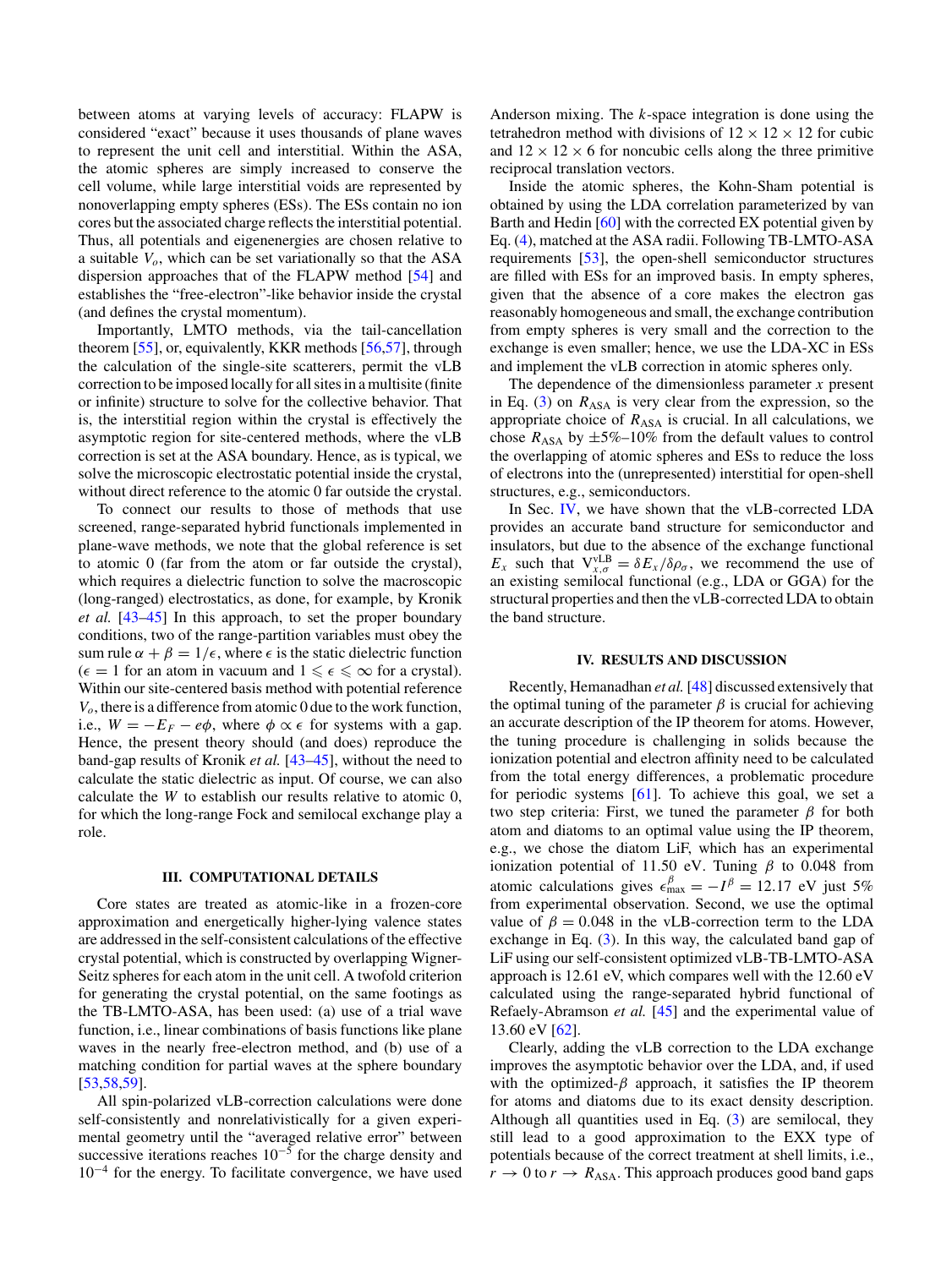between atoms at varying levels of accuracy: FLAPW is considered "exact" because it uses thousands of plane waves to represent the unit cell and interstitial. Within the ASA, the atomic spheres are simply increased to conserve the cell volume, while large interstitial voids are represented by nonoverlapping empty spheres (ESs). The ESs contain no ion cores but the associated charge reflects the interstitial potential. Thus, all potentials and eigenenergies are chosen relative to a suitable $V_o$, which can be set variationally so that the ASA dispersion approaches that of the FLAPW method [54] and establishes the "free-electron"-like behavior inside the crystal (and defines the crystal momentum).

Importantly, LMTO methods, via the tail-cancellation theorem [55], or, equivalently, KKR methods [56,57], through the calculation of the single-site scatterers, permit the vLB correction to be imposed locally for all sites in a multisite (finite or infinite) structure to solve for the collective behavior. That is, the interstitial region within the crystal is effectively the asymptotic region for site-centered methods, where the vLB correction is set at the ASA boundary. Hence, as is typical, we solve the microscopic electrostatic potential inside the crystal, without direct reference to the atomic 0 far outside the crystal.

To connect our results to those of methods that use screened, range-separated hybrid functionals implemented in plane-wave methods, we note that the global reference is set to atomic 0 (far from the atom or far outside the crystal), which requires a dielectric function to solve the macroscopic (long-ranged) electrostatics, as done, for example, by Kronik *et al.* [43–45] In this approach, to set the proper boundary conditions, two of the range-partition variables must obey the sum rule $\alpha + \beta = 1/\epsilon$, where $\epsilon$ is the static dielectric function ($\epsilon = 1$ for an atom in vacuum and $1 \leqslant \epsilon \leqslant \infty$ for a crystal). Within our site-centered basis method with potential reference $V_o$, there is a difference from atomic 0 due to the work function, i.e., $W = -E_F - e\phi$, where $\phi \propto \epsilon$ for systems with a gap. Hence, the present theory should (and does) reproduce the band-gap results of Kronik *et al.* [43–45], without the need to calculate the static dielectric as input. Of course, we can also calculate the $W$ to establish our results relative to atomic 0, for which the long-range Fock and semilocal exchange play a role.

## III. COMPUTATIONAL DETAILS

Core states are treated as atomic-like in a frozen-core approximation and energetically higher-lying valence states are addressed in the self-consistent calculations of the effective crystal potential, which is constructed by overlapping Wigner-Seitz spheres for each atom in the unit cell. A twofold criterion for generating the crystal potential, on the same footings as the TB-LMTO-ASA, has been used: (a) use of a trial wave function, i.e., linear combinations of basis functions like plane waves in the nearly free-electron method, and (b) use of a matching condition for partial waves at the sphere boundary [53,58,59].

All spin-polarized vLB-correction calculations were done self-consistently and nonrelativistically for a given experimental geometry until the "averaged relative error" between successive iterations reaches $10^{-5}$ for the charge density and $10^{-4}$ for the energy. To facilitate convergence, we have used Anderson mixing. The $k$-space integration is done using the tetrahedron method with divisions of $12 \times 12 \times 12$ for cubic and $12 \times 12 \times 6$ for noncubic cells along the three primitive reciprocal translation vectors.

Inside the atomic spheres, the Kohn-Sham potential is obtained by using the LDA correlation parameterized by van Barth and Hedin [60] with the corrected EX potential given by Eq. (4), matched at the ASA radii. Following TB-LMTO-ASA requirements [53], the open-shell semiconductor structures are filled with ESs for an improved basis. In empty spheres, given that the absence of a core makes the electron gas reasonably homogeneous and small, the exchange contribution from empty spheres is very small and the correction to the exchange is even smaller; hence, we use the LDA-XC in ESs and implement the vLB correction in atomic spheres only.

The dependence of the dimensionless parameter $x$ present in Eq. (3) on $R_{\mathrm{ASA}}$ is very clear from the expression, so the appropriate choice of $R_{\mathrm{ASA}}$ is crucial. In all calculations, we chose $R_{\mathrm{ASA}}$ by $\pm 5\%$–$10\%$ from the default values to control the overlapping of atomic spheres and ESs to reduce the loss of electrons into the (unrepresented) interstitial for open-shell structures, e.g., semiconductors.

In Sec. IV, we have shown that the vLB-corrected LDA provides an accurate band structure for semiconductor and insulators, but due to the absence of the exchange functional $E_x$ such that $\mathrm{V}^{\mathrm{vLB}}_{x,\sigma} = \delta E_x/\delta\rho_\sigma$, we recommend the use of an existing semilocal functional (e.g., LDA or GGA) for the structural properties and then the vLB-corrected LDA to obtain the band structure.

## IV. RESULTS AND DISCUSSION

Recently, Hemanadhan *et al.* [48] discussed extensively that the optimal tuning of the parameter $\beta$ is crucial for achieving an accurate description of the IP theorem for atoms. However, the tuning procedure is challenging in solids because the ionization potential and electron affinity need to be calculated from the total energy differences, a problematic procedure for periodic systems [61]. To achieve this goal, we set a two step criteria: First, we tuned the parameter $\beta$ for both atom and diatoms to an optimal value using the IP theorem, e.g., we chose the diatom LiF, which has an experimental ionization potential of 11.50 eV. Tuning $\beta$ to 0.048 from atomic calculations gives $\epsilon^{\beta}_{\max} = -I^{\beta} = 12.17$ eV just 5% from experimental observation. Second, we use the optimal value of $\beta = 0.048$ in the vLB-correction term to the LDA exchange in Eq. (3). In this way, the calculated band gap of LiF using our self-consistent optimized vLB-TB-LMTO-ASA approach is 12.61 eV, which compares well with the 12.60 eV calculated using the range-separated hybrid functional of Refaely-Abramson *et al.* [45] and the experimental value of 13.60 eV [62].

Clearly, adding the vLB correction to the LDA exchange improves the asymptotic behavior over the LDA, and, if used with the optimized-$\beta$ approach, it satisfies the IP theorem for atoms and diatoms due to its exact density description. Although all quantities used in Eq. (3) are semilocal, they still lead to a good approximation to the EXX type of potentials because of the correct treatment at shell limits, i.e., $r \to 0$ to $r \to R_{\mathrm{ASA}}$. This approach produces good band gaps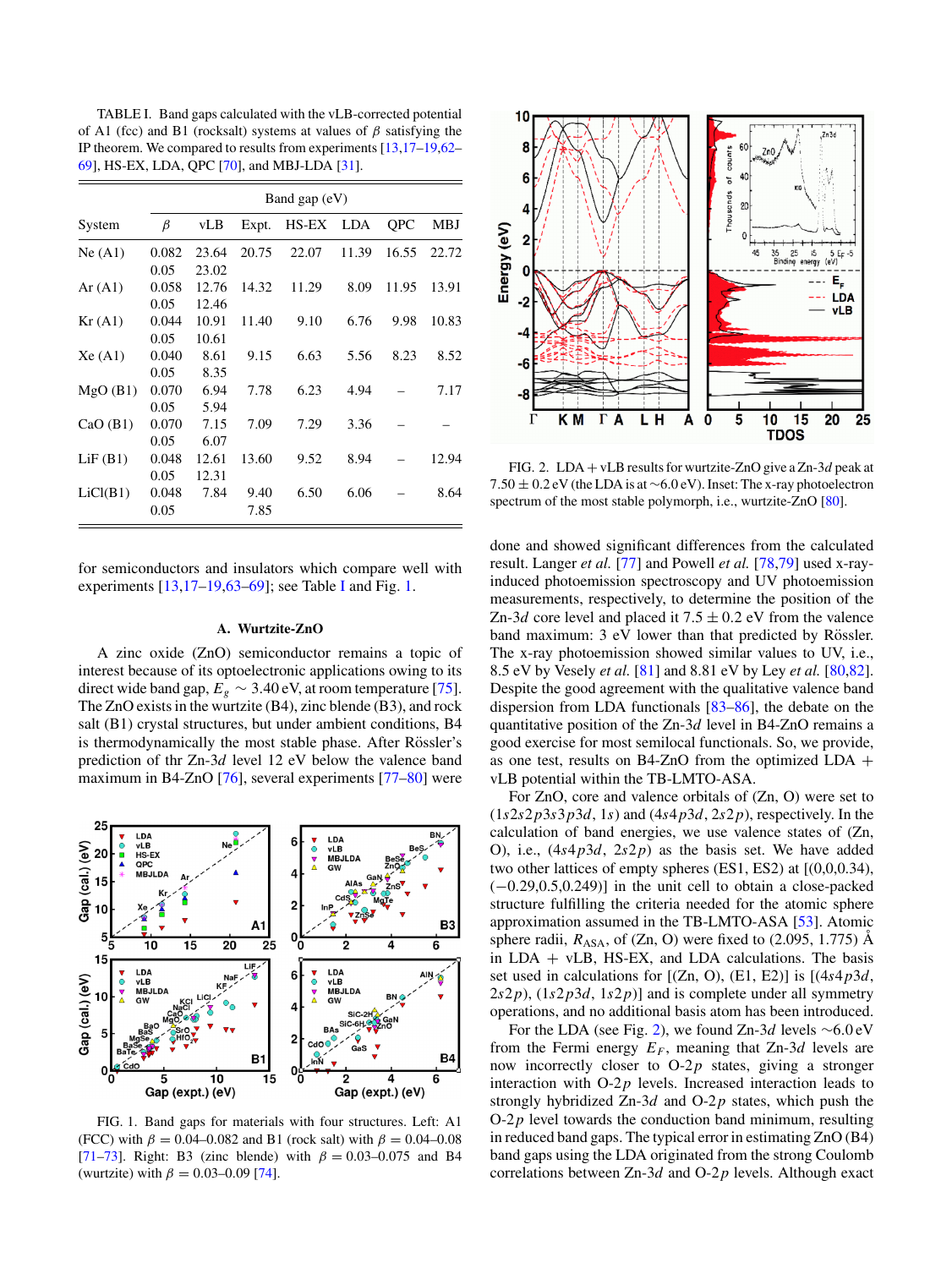TABLE I. Band gaps calculated with the vLB-corrected potential of A1 (fcc) and B1 (rocksalt) systems at values of $\beta$ satisfying the IP theorem. We compared to results from experiments [13,17–19,62–69], HS-EX, LDA, QPC [70], and MBJ-LDA [31].

| System | $\beta$ | vLB | Expt. | HS-EX | LDA | QPC | MBJ |
|---|---|---|---|---|---|---|---|
| | Band gap (eV) | | | | | | |
| Ne (A1) | 0.082 | 23.64 | 20.75 | 22.07 | 11.39 | 16.55 | 22.72 |
| | 0.05 | 23.02 | | | | | |
| Ar (A1) | 0.058 | 12.76 | 14.32 | 11.29 | 8.09 | 11.95 | 13.91 |
| | 0.05 | 12.46 | | | | | |
| Kr (A1) | 0.044 | 10.91 | 11.40 | 9.10 | 6.76 | 9.98 | 10.83 |
| | 0.05 | 10.61 | | | | | |
| Xe (A1) | 0.040 | 8.61 | 9.15 | 6.63 | 5.56 | 8.23 | 8.52 |
| | 0.05 | 8.35 | | | | | |
| MgO (B1) | 0.070 | 6.94 | 7.78 | 6.23 | 4.94 | – | 7.17 |
| | 0.05 | 5.94 | | | | | |
| CaO (B1) | 0.070 | 7.15 | 7.09 | 7.29 | 3.36 | – | – |
| | 0.05 | 6.07 | | | | | |
| LiF (B1) | 0.048 | 12.61 | 13.60 | 9.52 | 8.94 | – | 12.94 |
| | 0.05 | 12.31 | | | | | |
| LiCl(B1) | 0.048 | 7.84 | 9.40 | 6.50 | 6.06 | – | 8.64 |
| | 0.05 | 7.85 | | | | | |

for semiconductors and insulators which compare well with experiments [13,17–19,63–69]; see Table I and Fig. 1.

### A. Wurtzite-ZnO

A zinc oxide (ZnO) semiconductor remains a topic of interest because of its optoelectronic applications owing to its direct wide band gap, $E_g \sim 3.40$ eV, at room temperature [75]. The ZnO exists in the wurtzite (B4), zinc blende (B3), and rock salt (B1) crystal structures, but under ambient conditions, B4 is thermodynamically the most stable phase. After Rössler's prediction of thr Zn-$3d$ level 12 eV below the valence band maximum in B4-ZnO [76], several experiments [77–80] were done and showed significant differences from the calculated result. Langer *et al.* [77] and Powell *et al.* [78,79] used x-ray-induced photoemission spectroscopy and UV photoemission measurements, respectively, to determine the position of the Zn-$3d$ core level and placed it $7.5 \pm 0.2$ eV from the valence band maximum: 3 eV lower than that predicted by Rössler. The x-ray photoemission showed similar values to UV, i.e., 8.5 eV by Vesely *et al.* [81] and 8.81 eV by Ley *et al.* [80,82]. Despite the good agreement with the qualitative valence band dispersion from LDA functionals [83–86], the debate on the quantitative position of the Zn-$3d$ level in B4-ZnO remains a good exercise for most semilocal functionals. So, we provide, as one test, results on B4-ZnO from the optimized LDA + vLB potential within the TB-LMTO-ASA.

FIG. 1. Band gaps for materials with four structures. Left: A1 (FCC) with $\beta = 0.04$–$0.082$ and B1 (rock salt) with $\beta = 0.04$–$0.08$ [71–73]. Right: B3 (zinc blende) with $\beta = 0.03$–$0.075$ and B4 (wurtzite) with $\beta = 0.03$–$0.09$ [74].

FIG. 2. LDA + vLB results for wurtzite-ZnO give a Zn-$3d$ peak at $7.50 \pm 0.2$ eV (the LDA is at ~6.0 eV). Inset: The x-ray photoelectron spectrum of the most stable polymorph, i.e., wurtzite-ZnO [80].

For ZnO, core and valence orbitals of (Zn, O) were set to ($1s2s2p3s3p3d$, $1s$) and ($4s4p3d$, $2s2p$), respectively. In the calculation of band energies, we use valence states of (Zn, O), i.e., ($4s4p3d$, $2s2p$) as the basis set. We have added two other lattices of empty spheres (ES1, ES2) at [(0,0,0.34), (−0.29,0.5,0.249)] in the unit cell to obtain a close-packed structure fulfilling the criteria needed for the atomic sphere approximation assumed in the TB-LMTO-ASA [53]. Atomic sphere radii, $R_{ASA}$, of (Zn, O) were fixed to (2.095, 1.775) Å in LDA + vLB, HS-EX, and LDA calculations. The basis set used in calculations for [(Zn, O), (E1, E2)] is [($4s4p3d$, $2s2p$), ($1s2p3d$, $1s2p$)] and is complete under all symmetry operations, and no additional basis atom has been introduced.

For the LDA (see Fig. 2), we found Zn-$3d$ levels ~6.0 eV from the Fermi energy $E_F$, meaning that Zn-$3d$ levels are now incorrectly closer to O-$2p$ states, giving a stronger interaction with O-$2p$ levels. Increased interaction leads to strongly hybridized Zn-$3d$ and O-$2p$ states, which push the O-$2p$ level towards the conduction band minimum, resulting in reduced band gaps. The typical error in estimating ZnO (B4) band gaps using the LDA originated from the strong Coulomb correlations between Zn-$3d$ and O-$2p$ levels. Although exact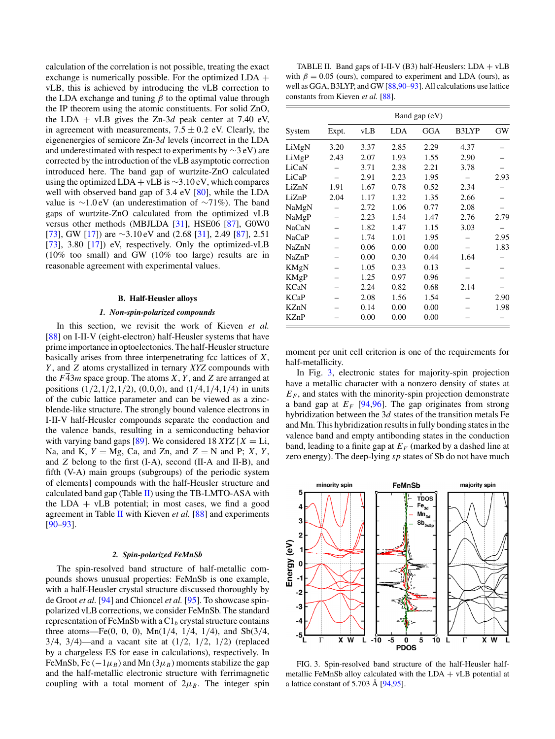calculation of the correlation is not possible, treating the exact exchange is numerically possible. For the optimized LDA + vLB, this is achieved by introducing the vLB correction to the LDA exchange and tuning $\beta$ to the optimal value through the IP theorem using the atomic constituents. For solid ZnO, the LDA + vLB gives the Zn-3$d$ peak center at 7.40 eV, in agreement with measurements, $7.5 \pm 0.2$ eV. Clearly, the eigenenergies of semicore Zn-3$d$ levels (incorrect in the LDA and underestimated with respect to experiments by ~3 eV) are corrected by the introduction of the vLB asymptotic correction introduced here. The band gap of wurtzite-ZnO calculated using the optimized LDA + vLB is ~3.10 eV, which compares well with observed band gap of 3.4 eV [80], while the LDA value is ~1.0 eV (an underestimation of ~71%). The band gaps of wurtzite-ZnO calculated from the optimized vLB versus other methods (MBJLDA [31], HSE06 [87], G0W0 [73], GW [17]) are ~3.10 eV and (2.68 [31], 2.49 [87], 2.51 [73], 3.80 [17]) eV, respectively. Only the optimized-vLB (10% too small) and GW (10% too large) results are in reasonable agreement with experimental values.

## B. Half-Heusler alloys

### 1. Non-spin-polarized compounds

In this section, we revisit the work of Kieven *et al.* [88] on I-II-V (eight-electron) half-Heusler systems that have prime importance in optoelectonics. The half-Heusler structure basically arises from three interpenetrating fcc lattices of $X$, $Y$, and $Z$ atoms crystallized in ternary $XYZ$ compounds with the $F\bar{4}3m$ space group. The atoms $X$, $Y$, and $Z$ are arranged at positions (1/2,1/2,1/2), (0,0,0), and (1/4,1/4,1/4) in units of the cubic lattice parameter and can be viewed as a zinc-blende-like structure. The strongly bound valence electrons in I-II-V half-Heusler compounds separate the conduction and the valence bands, resulting in a semiconducting behavior with varying band gaps [89]. We considered 18 $XYZ$ [$X$ = Li, Na, and K, $Y$ = Mg, Ca, and Zn, and $Z$ = N and P; $X$, $Y$, and $Z$ belong to the first (I-A), second (II-A and II-B), and fifth (V-A) main groups (subgroups) of the periodic system of elements] compounds with the half-Heusler structure and calculated band gap (Table II) using the TB-LMTO-ASA with the LDA + vLB potential; in most cases, we find a good agreement in Table II with Kieven *et al.* [88] and experiments [90–93].

TABLE II. Band gaps of I-II-V (B3) half-Heuslers: LDA + vLB with $\beta = 0.05$ (ours), compared to experiment and LDA (ours), as well as GGA, B3LYP, and GW [88,90–93]. All calculations use lattice constants from Kieven *et al.* [88].

| | Band gap (eV) | | | | | |
|---|---|---|---|---|---|---|
| System | Expt. | vLB | LDA | GGA | B3LYP | GW |
| LiMgN | 3.20 | 3.37 | 2.85 | 2.29 | 4.37 | – |
| LiMgP | 2.43 | 2.07 | 1.93 | 1.55 | 2.90 | – |
| LiCaN | – | 3.71 | 2.38 | 2.21 | 3.78 | – |
| LiCaP | – | 2.91 | 2.23 | 1.95 | – | 2.93 |
| LiZnN | 1.91 | 1.67 | 0.78 | 0.52 | 2.34 | – |
| LiZnP | 2.04 | 1.17 | 1.32 | 1.35 | 2.66 | – |
| NaMgN | – | 2.72 | 1.06 | 0.77 | 2.08 | – |
| NaMgP | – | 2.23 | 1.54 | 1.47 | 2.76 | 2.79 |
| NaCaN | – | 1.82 | 1.47 | 1.15 | 3.03 | – |
| NaCaP | – | 1.74 | 1.01 | 1.95 | – | 2.95 |
| NaZnN | – | 0.06 | 0.00 | 0.00 | – | 1.83 |
| NaZnP | – | 0.00 | 0.30 | 0.44 | 1.64 | – |
| KMgN | – | 1.05 | 0.33 | 0.13 | – | – |
| KMgP | – | 1.25 | 0.97 | 0.96 | – | – |
| KCaN | – | 2.24 | 0.82 | 0.68 | 2.14 | – |
| KCaP | – | 2.08 | 1.56 | 1.54 | – | 2.90 |
| KZnN | – | 0.14 | 0.00 | 0.00 | – | 1.98 |
| KZnP | – | 0.00 | 0.00 | 0.00 | – | – |

### 2. Spin-polarized FeMnSb

The spin-resolved band structure of half-metallic compounds shows unusual properties: FeMnSb is one example, with a half-Heusler crystal structure discussed thoroughly by de Groot *et al.* [94] and Chioncel *et al.* [95]. To showcase spin-polarized vLB corrections, we consider FeMnSb. The standard representation of FeMnSb with a C1$_b$ crystal structure contains three atoms—Fe(0, 0, 0), Mn(1/4, 1/4, 1/4), and Sb(3/4, 3/4, 3/4)—and a vacant site at (1/2, 1/2, 1/2) (replaced by a chargeless ES for ease in calculations), respectively. In FeMnSb, Fe ($-1\mu_B$) and Mn ($3\mu_B$) moments stabilize the gap and the half-metallic electronic structure with ferrimagnetic coupling with a total moment of $2\mu_B$. The integer spin moment per unit cell criterion is one of the requirements for half-metallicity.

In Fig. 3, electronic states for majority-spin projection have a metallic character with a nonzero density of states at $E_F$, and states with the minority-spin projection demonstrate a band gap at $E_F$ [94,96]. The gap originates from strong hybridization between the 3$d$ states of the transition metals Fe and Mn. This hybridization results in fully bonding states in the valence band and empty antibonding states in the conduction band, leading to a finite gap at $E_F$ (marked by a dashed line at zero energy). The deep-lying $sp$ states of Sb do not have much

FIG. 3. Spin-resolved band structure of the half-Heusler half-metallic FeMnSb alloy calculated with the LDA + vLB potential at a lattice constant of 5.703 Å [94,95].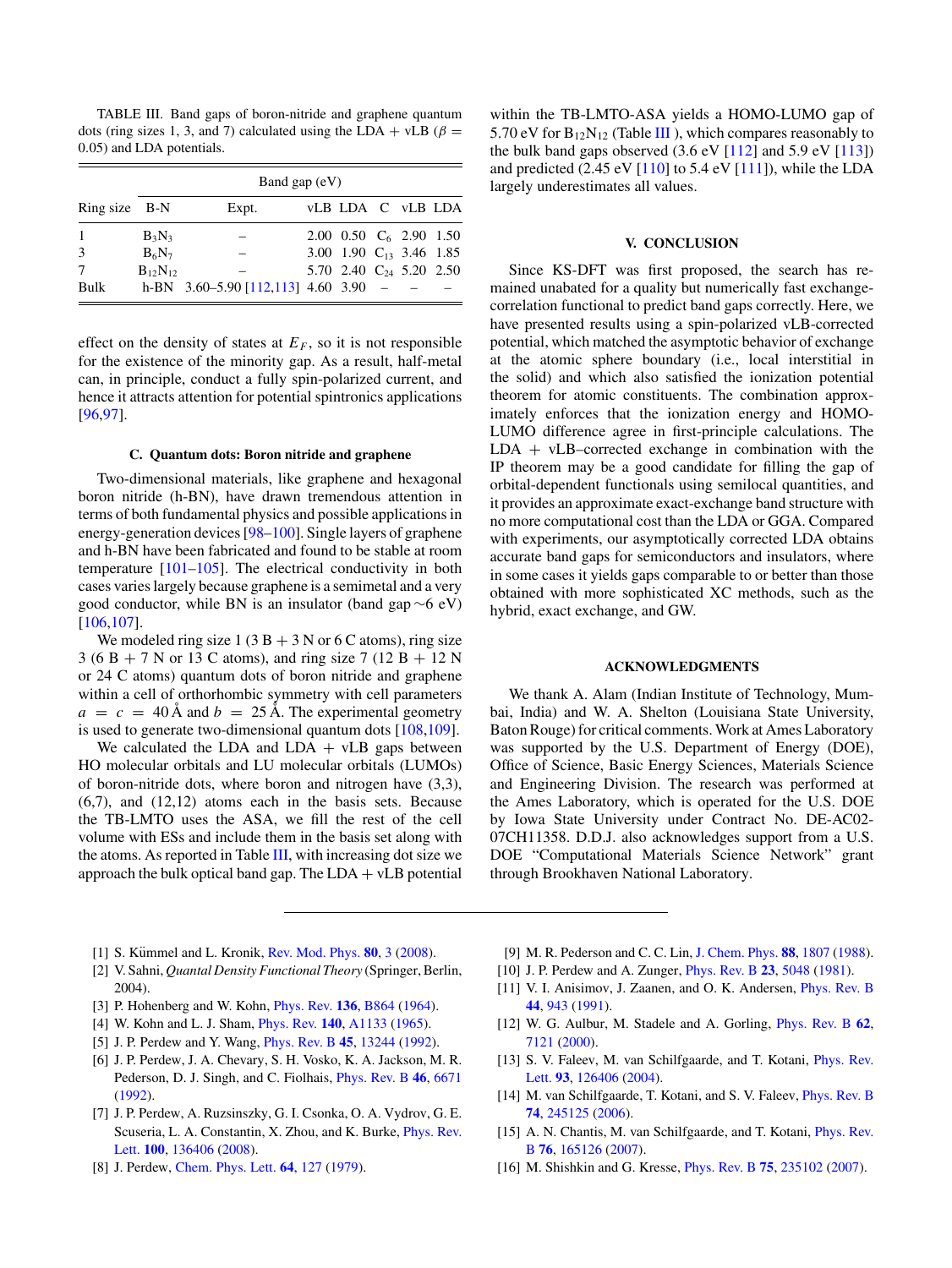TABLE III. Band gaps of boron-nitride and graphene quantum dots (ring sizes 1, 3, and 7) calculated using the LDA + vLB ($\beta = 0.05$) and LDA potentials.

| | Band gap (eV) | | | | | | |
|---|---|---|---|---|---|---|---|
| Ring size | B-N | Expt. | vLB | LDA | C | vLB | LDA |
| 1 | $B_3N_3$ | – | 2.00 | 0.50 | $C_6$ | 2.90 | 1.50 |
| 3 | $B_6N_7$ | – | 3.00 | 1.90 | $C_{13}$ | 3.46 | 1.85 |
| 7 | $B_{12}N_{12}$ | – | 5.70 | 2.40 | $C_{24}$ | 5.20 | 2.50 |
| Bulk | h-BN | 3.60–5.90 [112,113] | 4.60 | 3.90 | – | – | – |

effect on the density of states at $E_F$, so it is not responsible for the existence of the minority gap. As a result, half-metal can, in principle, conduct a fully spin-polarized current, and hence it attracts attention for potential spintronics applications [96,97].

### C. Quantum dots: Boron nitride and graphene

Two-dimensional materials, like graphene and hexagonal boron nitride (h-BN), have drawn tremendous attention in terms of both fundamental physics and possible applications in energy-generation devices [98–100]. Single layers of graphene and h-BN have been fabricated and found to be stable at room temperature [101–105]. The electrical conductivity in both cases varies largely because graphene is a semimetal and a very good conductor, while BN is an insulator (band gap ~6 eV) [106,107].

We modeled ring size 1 (3 B + 3 N or 6 C atoms), ring size 3 (6 B + 7 N or 13 C atoms), and ring size 7 (12 B + 12 N or 24 C atoms) quantum dots of boron nitride and graphene within a cell of orthorhombic symmetry with cell parameters $a = c = 40$ Å and $b = 25$ Å. The experimental geometry is used to generate two-dimensional quantum dots [108,109].

We calculated the LDA and LDA + vLB gaps between HO molecular orbitals and LU molecular orbitals (LUMOs) of boron-nitride dots, where boron and nitrogen have (3,3), (6,7), and (12,12) atoms each in the basis sets. Because the TB-LMTO uses the ASA, we fill the rest of the cell volume with ESs and include them in the basis set along with the atoms. As reported in Table III, with increasing dot size we approach the bulk optical band gap. The LDA + vLB potential within the TB-LMTO-ASA yields a HOMO-LUMO gap of 5.70 eV for $B_{12}N_{12}$ (Table III ), which compares reasonably to the bulk band gaps observed (3.6 eV [112] and 5.9 eV [113]) and predicted (2.45 eV [110] to 5.4 eV [111]), while the LDA largely underestimates all values.

## V. CONCLUSION

Since KS-DFT was first proposed, the search has remained unabated for a quality but numerically fast exchange-correlation functional to predict band gaps correctly. Here, we have presented results using a spin-polarized vLB-corrected potential, which matched the asymptotic behavior of exchange at the atomic sphere boundary (i.e., local interstitial in the solid) and which also satisfied the ionization potential theorem for atomic constituents. The combination approximately enforces that the ionization energy and HOMO-LUMO difference agree in first-principle calculations. The LDA + vLB–corrected exchange in combination with the IP theorem may be a good candidate for filling the gap of orbital-dependent functionals using semilocal quantities, and it provides an approximate exact-exchange band structure with no more computational cost than the LDA or GGA. Compared with experiments, our asymptotically corrected LDA obtains accurate band gaps for semiconductors and insulators, where in some cases it yields gaps comparable to or better than those obtained with more sophisticated XC methods, such as the hybrid, exact exchange, and GW.

## ACKNOWLEDGMENTS

We thank A. Alam (Indian Institute of Technology, Mumbai, India) and W. A. Shelton (Louisiana State University, Baton Rouge) for critical comments. Work at Ames Laboratory was supported by the U.S. Department of Energy (DOE), Office of Science, Basic Energy Sciences, Materials Science and Engineering Division. The research was performed at the Ames Laboratory, which is operated for the U.S. DOE by Iowa State University under Contract No. DE-AC02-07CH11358. D.D.J. also acknowledges support from a U.S. DOE "Computational Materials Science Network" grant through Brookhaven National Laboratory.

---

[1] S. Kümmel and L. Kronik, Rev. Mod. Phys. **80**, 3 (2008).
[2] V. Sahni, *Quantal Density Functional Theory* (Springer, Berlin, 2004).
[3] P. Hohenberg and W. Kohn, Phys. Rev. **136**, B864 (1964).
[4] W. Kohn and L. J. Sham, Phys. Rev. **140**, A1133 (1965).
[5] J. P. Perdew and Y. Wang, Phys. Rev. B **45**, 13244 (1992).
[6] J. P. Perdew, J. A. Chevary, S. H. Vosko, K. A. Jackson, M. R. Pederson, D. J. Singh, and C. Fiolhais, Phys. Rev. B **46**, 6671 (1992).
[7] J. P. Perdew, A. Ruzsinszky, G. I. Csonka, O. A. Vydrov, G. E. Scuseria, L. A. Constantin, X. Zhou, and K. Burke, Phys. Rev. Lett. **100**, 136406 (2008).
[8] J. Perdew, Chem. Phys. Lett. **64**, 127 (1979).
[9] M. R. Pederson and C. C. Lin, J. Chem. Phys. **88**, 1807 (1988).
[10] J. P. Perdew and A. Zunger, Phys. Rev. B **23**, 5048 (1981).
[11] V. I. Anisimov, J. Zaanen, and O. K. Andersen, Phys. Rev. B **44**, 943 (1991).
[12] W. G. Aulbur, M. Stadele and A. Gorling, Phys. Rev. B **62**, 7121 (2000).
[13] S. V. Faleev, M. van Schilfgaarde, and T. Kotani, Phys. Rev. Lett. **93**, 126406 (2004).
[14] M. van Schilfgaarde, T. Kotani, and S. V. Faleev, Phys. Rev. B **74**, 245125 (2006).
[15] A. N. Chantis, M. van Schilfgaarde, and T. Kotani, Phys. Rev. B **76**, 165126 (2007).
[16] M. Shishkin and G. Kresse, Phys. Rev. B **75**, 235102 (2007).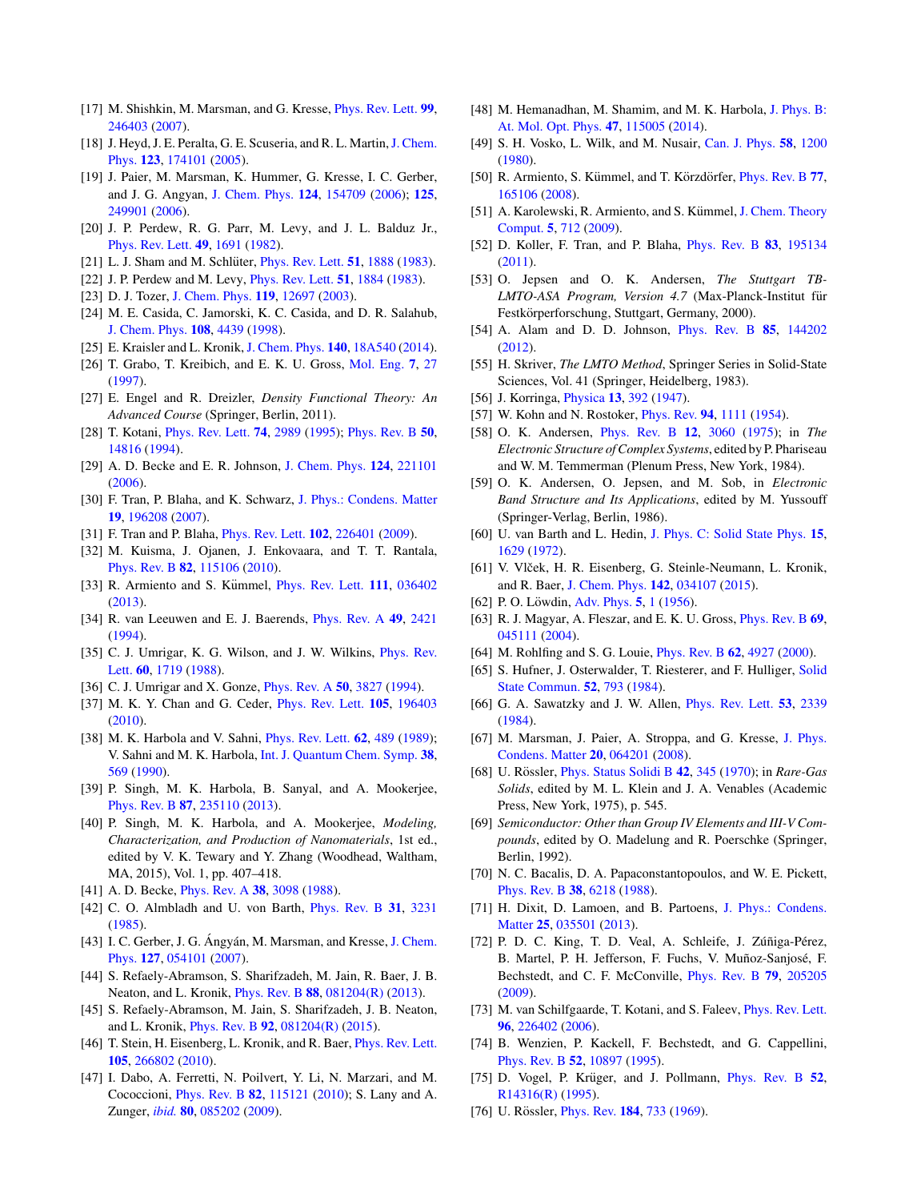[17] M. Shishkin, M. Marsman, and G. Kresse, Phys. Rev. Lett. **99**, 246403 (2007).

[18] J. Heyd, J. E. Peralta, G. E. Scuseria, and R. L. Martin, J. Chem. Phys. **123**, 174101 (2005).

[19] J. Paier, M. Marsman, K. Hummer, G. Kresse, I. C. Gerber, and J. G. Angyan, J. Chem. Phys. **124**, 154709 (2006); **125**, 249901 (2006).

[20] J. P. Perdew, R. G. Parr, M. Levy, and J. L. Balduz Jr., Phys. Rev. Lett. **49**, 1691 (1982).

[21] L. J. Sham and M. Schlüter, Phys. Rev. Lett. **51**, 1888 (1983).

[22] J. P. Perdew and M. Levy, Phys. Rev. Lett. **51**, 1884 (1983).

[23] D. J. Tozer, J. Chem. Phys. **119**, 12697 (2003).

[24] M. E. Casida, C. Jamorski, K. C. Casida, and D. R. Salahub, J. Chem. Phys. **108**, 4439 (1998).

[25] E. Kraisler and L. Kronik, J. Chem. Phys. **140**, 18A540 (2014).

[26] T. Grabo, T. Kreibich, and E. K. U. Gross, Mol. Eng. **7**, 27 (1997).

[27] E. Engel and R. Dreizler, *Density Functional Theory: An Advanced Course* (Springer, Berlin, 2011).

[28] T. Kotani, Phys. Rev. Lett. **74**, 2989 (1995); Phys. Rev. B **50**, 14816 (1994).

[29] A. D. Becke and E. R. Johnson, J. Chem. Phys. **124**, 221101 (2006).

[30] F. Tran, P. Blaha, and K. Schwarz, J. Phys.: Condens. Matter **19**, 196208 (2007).

[31] F. Tran and P. Blaha, Phys. Rev. Lett. **102**, 226401 (2009).

[32] M. Kuisma, J. Ojanen, J. Enkovaara, and T. T. Rantala, Phys. Rev. B **82**, 115106 (2010).

[33] R. Armiento and S. Kümmel, Phys. Rev. Lett. **111**, 036402 (2013).

[34] R. van Leeuwen and E. J. Baerends, Phys. Rev. A **49**, 2421 (1994).

[35] C. J. Umrigar, K. G. Wilson, and J. W. Wilkins, Phys. Rev. Lett. **60**, 1719 (1988).

[36] C. J. Umrigar and X. Gonze, Phys. Rev. A **50**, 3827 (1994).

[37] M. K. Y. Chan and G. Ceder, Phys. Rev. Lett. **105**, 196403 (2010).

[38] M. K. Harbola and V. Sahni, Phys. Rev. Lett. **62**, 489 (1989); V. Sahni and M. K. Harbola, Int. J. Quantum Chem. Symp. **38**, 569 (1990).

[39] P. Singh, M. K. Harbola, B. Sanyal, and A. Mookerjee, Phys. Rev. B **87**, 235110 (2013).

[40] P. Singh, M. K. Harbola, and A. Mookerjee, *Modeling, Characterization, and Production of Nanomaterials*, 1st ed., edited by V. K. Tewary and Y. Zhang (Woodhead, Waltham, MA, 2015), Vol. 1, pp. 407–418.

[41] A. D. Becke, Phys. Rev. A **38**, 3098 (1988).

[42] C. O. Almbladh and U. von Barth, Phys. Rev. B **31**, 3231 (1985).

[43] I. C. Gerber, J. G. Ángyán, M. Marsman, and Kresse, J. Chem. Phys. **127**, 054101 (2007).

[44] S. Refaely-Abramson, S. Sharifzadeh, M. Jain, R. Baer, J. B. Neaton, and L. Kronik, Phys. Rev. B **88**, 081204(R) (2013).

[45] S. Refaely-Abramson, M. Jain, S. Sharifzadeh, J. B. Neaton, and L. Kronik, Phys. Rev. B **92**, 081204(R) (2015).

[46] T. Stein, H. Eisenberg, L. Kronik, and R. Baer, Phys. Rev. Lett. **105**, 266802 (2010).

[47] I. Dabo, A. Ferretti, N. Poilvert, Y. Li, N. Marzari, and M. Cococcioni, Phys. Rev. B **82**, 115121 (2010); S. Lany and A. Zunger, *ibid.* **80**, 085202 (2009).

[48] M. Hemanadhan, M. Shamim, and M. K. Harbola, J. Phys. B: At. Mol. Opt. Phys. **47**, 115005 (2014).

[49] S. H. Vosko, L. Wilk, and M. Nusair, Can. J. Phys. **58**, 1200 (1980).

[50] R. Armiento, S. Kümmel, and T. Körzdörfer, Phys. Rev. B **77**, 165106 (2008).

[51] A. Karolewski, R. Armiento, and S. Kümmel, J. Chem. Theory Comput. **5**, 712 (2009).

[52] D. Koller, F. Tran, and P. Blaha, Phys. Rev. B **83**, 195134 (2011).

[53] O. Jepsen and O. K. Andersen, *The Stuttgart TB-LMTO-ASA Program, Version 4.7* (Max-Planck-Institut für Festkörperforschung, Stuttgart, Germany, 2000).

[54] A. Alam and D. D. Johnson, Phys. Rev. B **85**, 144202 (2012).

[55] H. Skriver, *The LMTO Method*, Springer Series in Solid-State Sciences, Vol. 41 (Springer, Heidelberg, 1983).

[56] J. Korringa, Physica **13**, 392 (1947).

[57] W. Kohn and N. Rostoker, Phys. Rev. **94**, 1111 (1954).

[58] O. K. Andersen, Phys. Rev. B **12**, 3060 (1975); in *The Electronic Structure of Complex Systems*, edited by P. Phariseau and W. M. Temmerman (Plenum Press, New York, 1984).

[59] O. K. Andersen, O. Jepsen, and M. Sob, in *Electronic Band Structure and Its Applications*, edited by M. Yussouff (Springer-Verlag, Berlin, 1986).

[60] U. van Barth and L. Hedin, J. Phys. C: Solid State Phys. **15**, 1629 (1972).

[61] V. Vlček, H. R. Eisenberg, G. Steinle-Neumann, L. Kronik, and R. Baer, J. Chem. Phys. **142**, 034107 (2015).

[62] P. O. Löwdin, Adv. Phys. **5**, 1 (1956).

[63] R. J. Magyar, A. Fleszar, and E. K. U. Gross, Phys. Rev. B **69**, 045111 (2004).

[64] M. Rohlfing and S. G. Louie, Phys. Rev. B **62**, 4927 (2000).

[65] S. Hufner, J. Osterwalder, T. Riesterer, and F. Hulliger, Solid State Commun. **52**, 793 (1984).

[66] G. A. Sawatzky and J. W. Allen, Phys. Rev. Lett. **53**, 2339 (1984).

[67] M. Marsman, J. Paier, A. Stroppa, and G. Kresse, J. Phys. Condens. Matter **20**, 064201 (2008).

[68] U. Rössler, Phys. Status Solidi B **42**, 345 (1970); in *Rare-Gas Solids*, edited by M. L. Klein and J. A. Venables (Academic Press, New York, 1975), p. 545.

[69] *Semiconductor: Other than Group IV Elements and III-V Compounds*, edited by O. Madelung and R. Poerschke (Springer, Berlin, 1992).

[70] N. C. Bacalis, D. A. Papaconstantopoulos, and W. E. Pickett, Phys. Rev. B **38**, 6218 (1988).

[71] H. Dixit, D. Lamoen, and B. Partoens, J. Phys.: Condens. Matter **25**, 035501 (2013).

[72] P. D. C. King, T. D. Veal, A. Schleife, J. Zúñiga-Pérez, B. Martel, P. H. Jefferson, F. Fuchs, V. Muñoz-Sanjosé, F. Bechstedt, and C. F. McConville, Phys. Rev. B **79**, 205205 (2009).

[73] M. van Schilfgaarde, T. Kotani, and S. Faleev, Phys. Rev. Lett. **96**, 226402 (2006).

[74] B. Wenzien, P. Kackell, F. Bechstedt, and G. Cappellini, Phys. Rev. B **52**, 10897 (1995).

[75] D. Vogel, P. Krüger, and J. Pollmann, Phys. Rev. B **52**, R14316(R) (1995).

[76] U. Rössler, Phys. Rev. **184**, 733 (1969).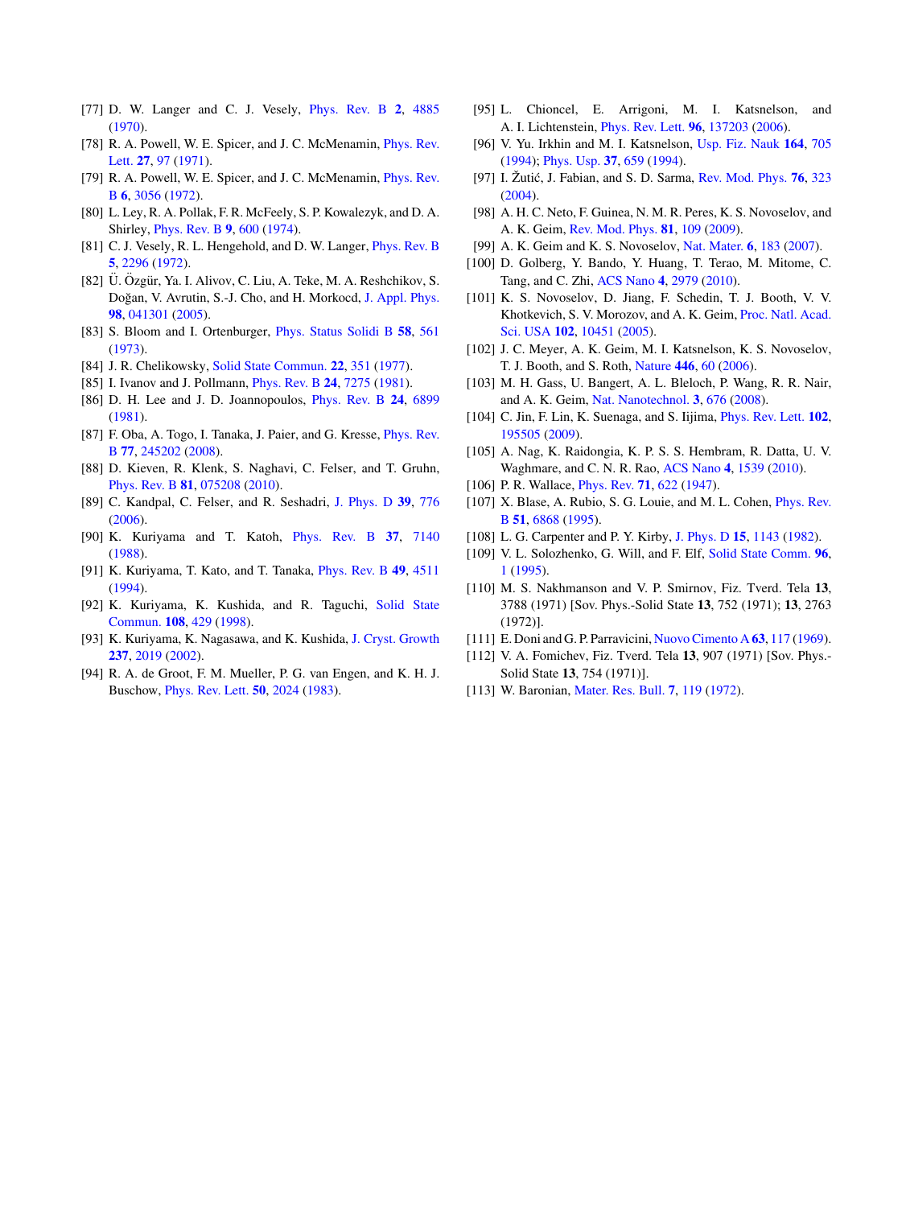[77] D. W. Langer and C. J. Vesely, Phys. Rev. B **2**, 4885 (1970).

[78] R. A. Powell, W. E. Spicer, and J. C. McMenamin, Phys. Rev. Lett. **27**, 97 (1971).

[79] R. A. Powell, W. E. Spicer, and J. C. McMenamin, Phys. Rev. B **6**, 3056 (1972).

[80] L. Ley, R. A. Pollak, F. R. McFeely, S. P. Kowalezyk, and D. A. Shirley, Phys. Rev. B **9**, 600 (1974).

[81] C. J. Vesely, R. L. Hengehold, and D. W. Langer, Phys. Rev. B **5**, 2296 (1972).

[82] Ü. Özgür, Ya. I. Alivov, C. Liu, A. Teke, M. A. Reshchikov, S. Doğan, V. Avrutin, S.-J. Cho, and H. Morkocd, J. Appl. Phys. **98**, 041301 (2005).

[83] S. Bloom and I. Ortenburger, Phys. Status Solidi B **58**, 561 (1973).

[84] J. R. Chelikowsky, Solid State Commun. **22**, 351 (1977).

[85] I. Ivanov and J. Pollmann, Phys. Rev. B **24**, 7275 (1981).

[86] D. H. Lee and J. D. Joannopoulos, Phys. Rev. B **24**, 6899 (1981).

[87] F. Oba, A. Togo, I. Tanaka, J. Paier, and G. Kresse, Phys. Rev. B **77**, 245202 (2008).

[88] D. Kieven, R. Klenk, S. Naghavi, C. Felser, and T. Gruhn, Phys. Rev. B **81**, 075208 (2010).

[89] C. Kandpal, C. Felser, and R. Seshadri, J. Phys. D **39**, 776 (2006).

[90] K. Kuriyama and T. Katoh, Phys. Rev. B **37**, 7140 (1988).

[91] K. Kuriyama, T. Kato, and T. Tanaka, Phys. Rev. B **49**, 4511 (1994).

[92] K. Kuriyama, K. Kushida, and R. Taguchi, Solid State Commun. **108**, 429 (1998).

[93] K. Kuriyama, K. Nagasawa, and K. Kushida, J. Cryst. Growth **237**, 2019 (2002).

[94] R. A. de Groot, F. M. Mueller, P. G. van Engen, and K. H. J. Buschow, Phys. Rev. Lett. **50**, 2024 (1983).

[95] L. Chioncel, E. Arrigoni, M. I. Katsnelson, and A. I. Lichtenstein, Phys. Rev. Lett. **96**, 137203 (2006).

[96] V. Yu. Irkhin and M. I. Katsnelson, Usp. Fiz. Nauk **164**, 705 (1994); Phys. Usp. **37**, 659 (1994).

[97] I. Žutić, J. Fabian, and S. D. Sarma, Rev. Mod. Phys. **76**, 323 (2004).

[98] A. H. C. Neto, F. Guinea, N. M. R. Peres, K. S. Novoselov, and A. K. Geim, Rev. Mod. Phys. **81**, 109 (2009).

[99] A. K. Geim and K. S. Novoselov, Nat. Mater. **6**, 183 (2007).

[100] D. Golberg, Y. Bando, Y. Huang, T. Terao, M. Mitome, C. Tang, and C. Zhi, ACS Nano **4**, 2979 (2010).

[101] K. S. Novoselov, D. Jiang, F. Schedin, T. J. Booth, V. V. Khotkevich, S. V. Morozov, and A. K. Geim, Proc. Natl. Acad. Sci. USA **102**, 10451 (2005).

[102] J. C. Meyer, A. K. Geim, M. I. Katsnelson, K. S. Novoselov, T. J. Booth, and S. Roth, Nature **446**, 60 (2006).

[103] M. H. Gass, U. Bangert, A. L. Bleloch, P. Wang, R. R. Nair, and A. K. Geim, Nat. Nanotechnol. **3**, 676 (2008).

[104] C. Jin, F. Lin, K. Suenaga, and S. Iijima, Phys. Rev. Lett. **102**, 195505 (2009).

[105] A. Nag, K. Raidongia, K. P. S. S. Hembram, R. Datta, U. V. Waghmare, and C. N. R. Rao, ACS Nano **4**, 1539 (2010).

[106] P. R. Wallace, Phys. Rev. **71**, 622 (1947).

[107] X. Blase, A. Rubio, S. G. Louie, and M. L. Cohen, Phys. Rev. B **51**, 6868 (1995).

[108] L. G. Carpenter and P. Y. Kirby, J. Phys. D **15**, 1143 (1982).

[109] V. L. Solozhenko, G. Will, and F. Elf, Solid State Comm. **96**, 1 (1995).

[110] M. S. Nakhmanson and V. P. Smirnov, Fiz. Tverd. Tela **13**, 3788 (1971) [Sov. Phys.-Solid State **13**, 752 (1971); **13**, 2763 (1972)].

[111] E. Doni and G. P. Parravicini, Nuovo Cimento A **63**, 117 (1969).

[112] V. A. Fomichev, Fiz. Tverd. Tela **13**, 907 (1971) [Sov. Phys.-Solid State **13**, 754 (1971)].

[113] W. Baronian, Mater. Res. Bull. **7**, 119 (1972).